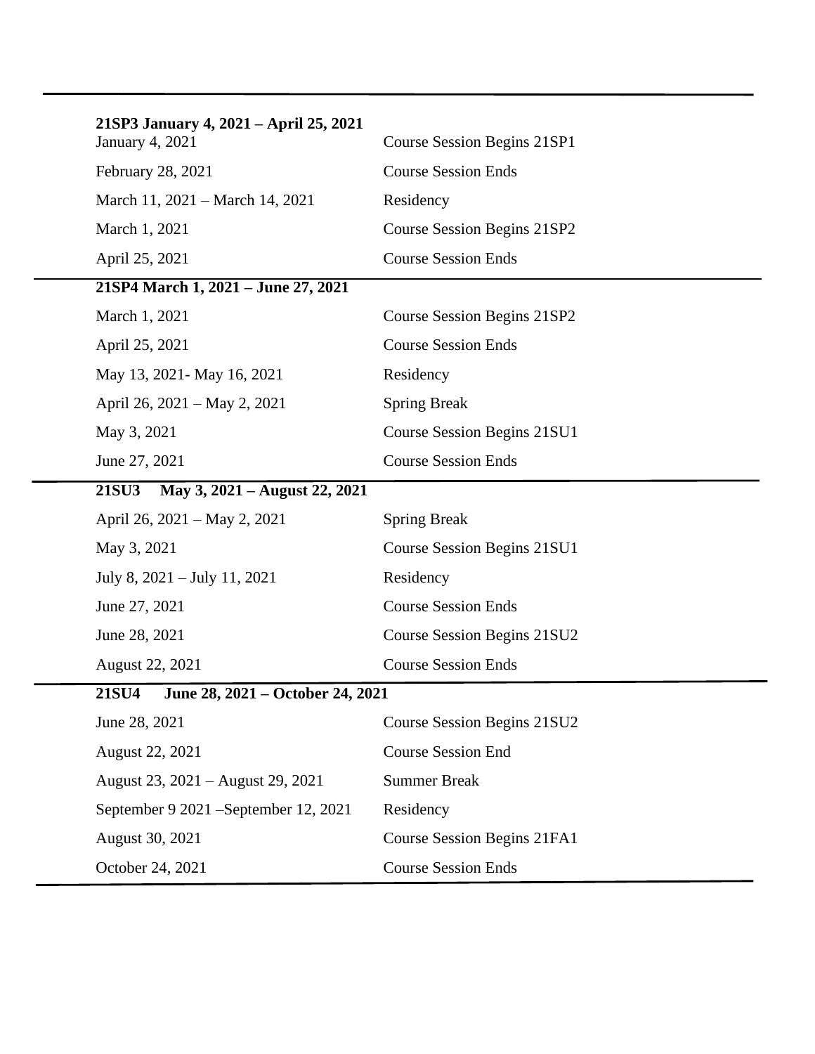**21SP3 January 4, 2021 – April 25, 2021**

| | |
|---|---|
| January 4, 2021 | Course Session Begins 21SP1 |
| February 28, 2021 | Course Session Ends |
| March 11, 2021 – March 14, 2021 | Residency |
| March 1, 2021 | Course Session Begins 21SP2 |
| April 25, 2021 | Course Session Ends |

**21SP4 March 1, 2021 – June 27, 2021**

| | |
|---|---|
| March 1, 2021 | Course Session Begins 21SP2 |
| April 25, 2021 | Course Session Ends |
| May 13, 2021- May 16, 2021 | Residency |
| April 26, 2021 – May 2, 2021 | Spring Break |
| May 3, 2021 | Course Session Begins 21SU1 |
| June 27, 2021 | Course Session Ends |

**21SU3 May 3, 2021 – August 22, 2021**

| | |
|---|---|
| April 26, 2021 – May 2, 2021 | Spring Break |
| May 3, 2021 | Course Session Begins 21SU1 |
| July 8, 2021 – July 11, 2021 | Residency |
| June 27, 2021 | Course Session Ends |
| June 28, 2021 | Course Session Begins 21SU2 |
| August 22, 2021 | Course Session Ends |

**21SU4 June 28, 2021 – October 24, 2021**

| | |
|---|---|
| June 28, 2021 | Course Session Begins 21SU2 |
| August 22, 2021 | Course Session End |
| August 23, 2021 – August 29, 2021 | Summer Break |
| September 9 2021 –September 12, 2021 | Residency |
| August 30, 2021 | Course Session Begins 21FA1 |
| October 24, 2021 | Course Session Ends |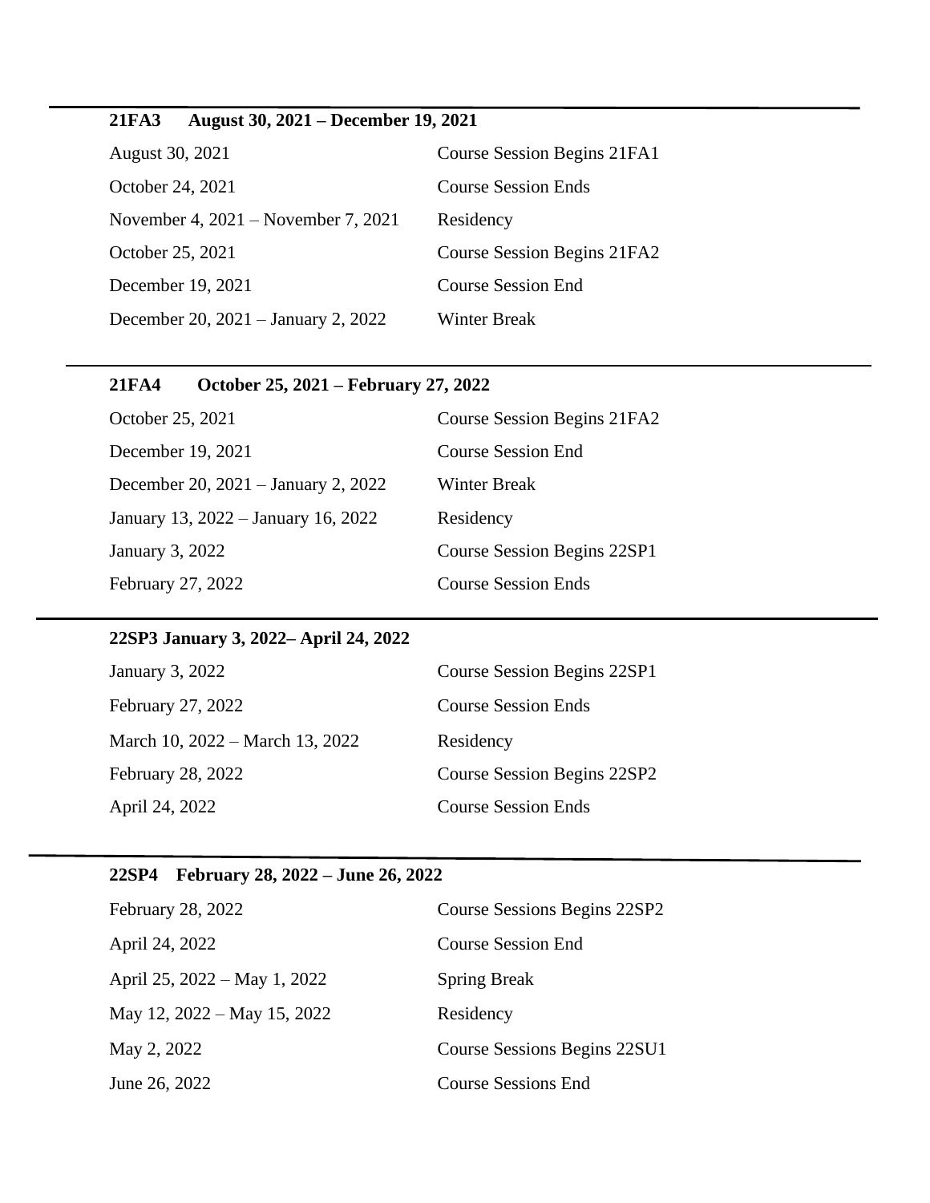---

**21FA3 August 30, 2021 – December 19, 2021**

| | |
|---|---|
| August 30, 2021 | Course Session Begins 21FA1 |
| October 24, 2021 | Course Session Ends |
| November 4, 2021 – November 7, 2021 | Residency |
| October 25, 2021 | Course Session Begins 21FA2 |
| December 19, 2021 | Course Session End |
| December 20, 2021 – January 2, 2022 | Winter Break |

---

**21FA4 October 25, 2021 – February 27, 2022**

| | |
|---|---|
| October 25, 2021 | Course Session Begins 21FA2 |
| December 19, 2021 | Course Session End |
| December 20, 2021 – January 2, 2022 | Winter Break |
| January 13, 2022 – January 16, 2022 | Residency |
| January 3, 2022 | Course Session Begins 22SP1 |
| February 27, 2022 | Course Session Ends |

---

**22SP3 January 3, 2022– April 24, 2022**

| | |
|---|---|
| January 3, 2022 | Course Session Begins 22SP1 |
| February 27, 2022 | Course Session Ends |
| March 10, 2022 – March 13, 2022 | Residency |
| February 28, 2022 | Course Session Begins 22SP2 |
| April 24, 2022 | Course Session Ends |

---

**22SP4 February 28, 2022 – June 26, 2022**

| | |
|---|---|
| February 28, 2022 | Course Sessions Begins 22SP2 |
| April 24, 2022 | Course Session End |
| April 25, 2022 – May 1, 2022 | Spring Break |
| May 12, 2022 – May 15, 2022 | Residency |
| May 2, 2022 | Course Sessions Begins 22SU1 |
| June 26, 2022 | Course Sessions End |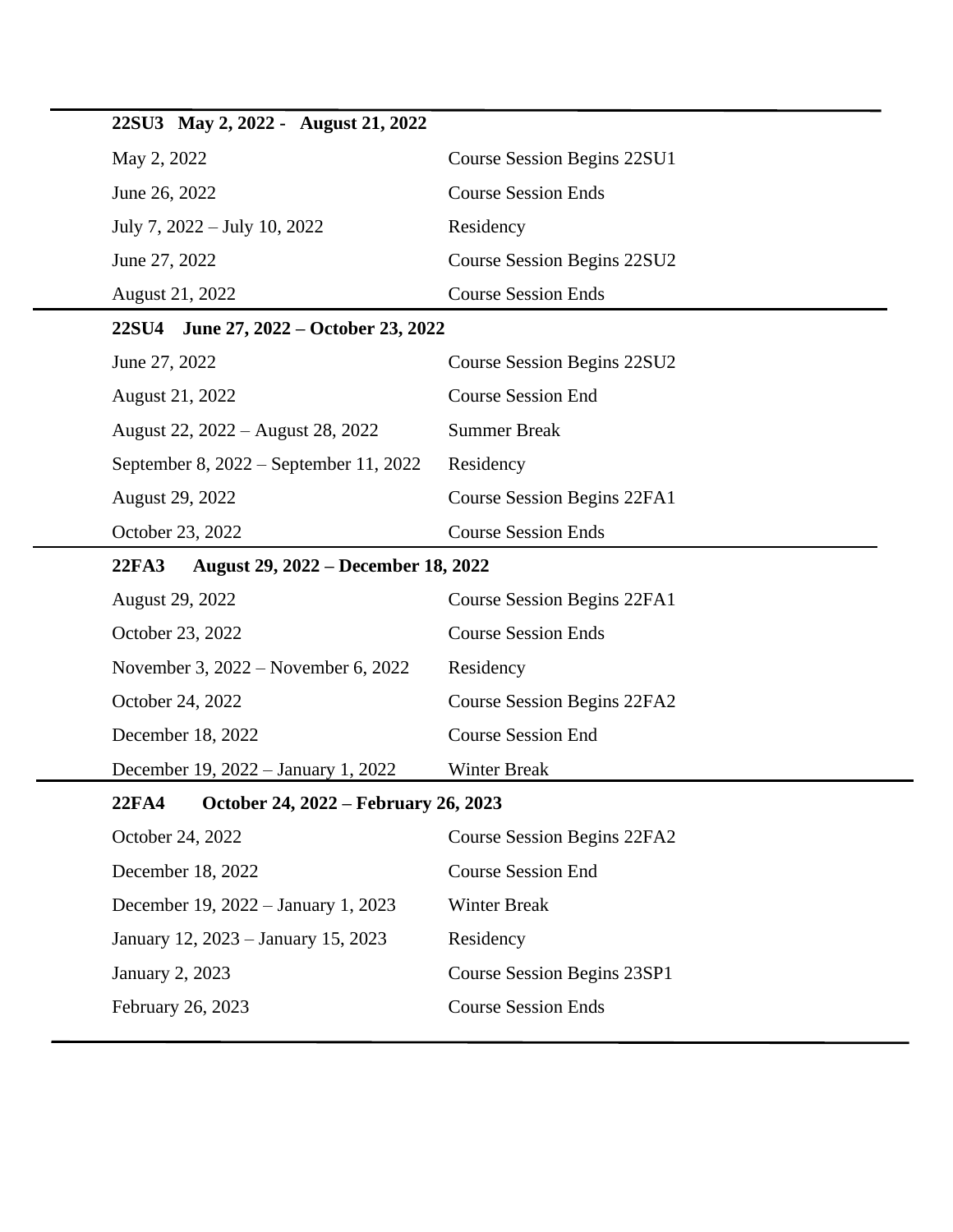**22SU3 May 2, 2022 - August 21, 2022**

| | |
|---|---|
| May 2, 2022 | Course Session Begins 22SU1 |
| June 26, 2022 | Course Session Ends |
| July 7, 2022 – July 10, 2022 | Residency |
| June 27, 2022 | Course Session Begins 22SU2 |
| August 21, 2022 | Course Session Ends |

**22SU4 June 27, 2022 – October 23, 2022**

| | |
|---|---|
| June 27, 2022 | Course Session Begins 22SU2 |
| August 21, 2022 | Course Session End |
| August 22, 2022 – August 28, 2022 | Summer Break |
| September 8, 2022 – September 11, 2022 | Residency |
| August 29, 2022 | Course Session Begins 22FA1 |
| October 23, 2022 | Course Session Ends |

**22FA3 August 29, 2022 – December 18, 2022**

| | |
|---|---|
| August 29, 2022 | Course Session Begins 22FA1 |
| October 23, 2022 | Course Session Ends |
| November 3, 2022 – November 6, 2022 | Residency |
| October 24, 2022 | Course Session Begins 22FA2 |
| December 18, 2022 | Course Session End |
| December 19, 2022 – January 1, 2022 | Winter Break |

**22FA4 October 24, 2022 – February 26, 2023**

| | |
|---|---|
| October 24, 2022 | Course Session Begins 22FA2 |
| December 18, 2022 | Course Session End |
| December 19, 2022 – January 1, 2023 | Winter Break |
| January 12, 2023 – January 15, 2023 | Residency |
| January 2, 2023 | Course Session Begins 23SP1 |
| February 26, 2023 | Course Session Ends |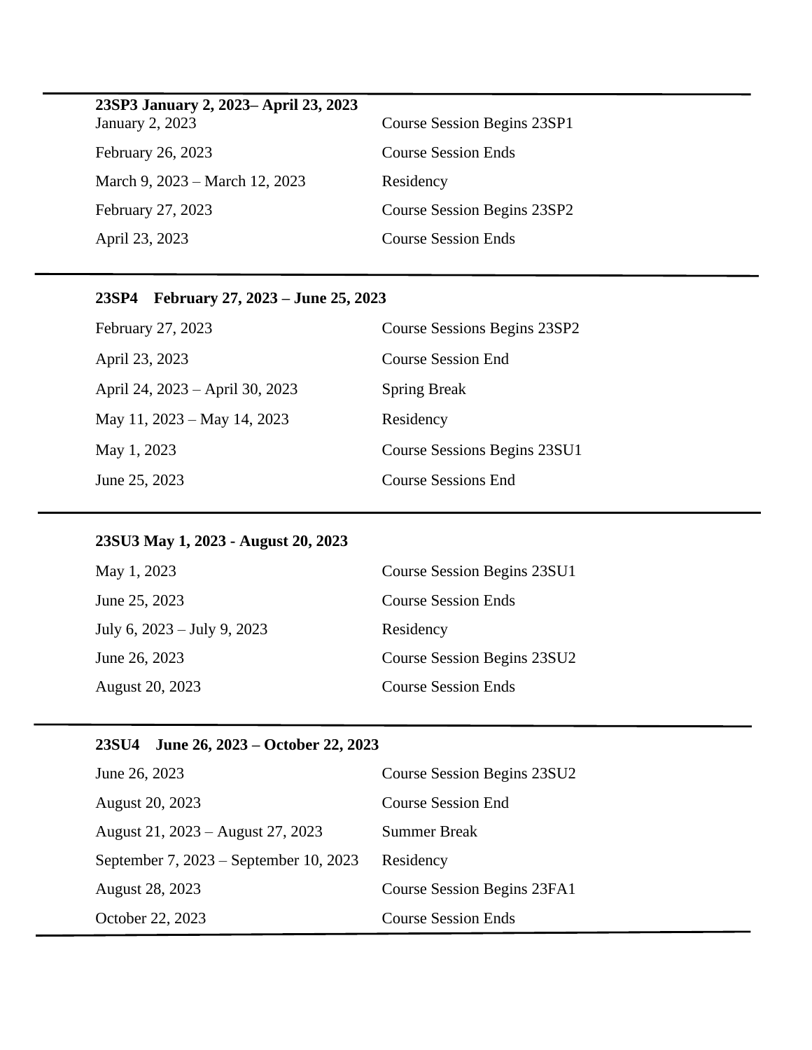**23SP3 January 2, 2023– April 23, 2023**

| | |
|---|---|
| January 2, 2023 | Course Session Begins 23SP1 |
| February 26, 2023 | Course Session Ends |
| March 9, 2023 – March 12, 2023 | Residency |
| February 27, 2023 | Course Session Begins 23SP2 |
| April 23, 2023 | Course Session Ends |

---

**23SP4 February 27, 2023 – June 25, 2023**

| | |
|---|---|
| February 27, 2023 | Course Sessions Begins 23SP2 |
| April 23, 2023 | Course Session End |
| April 24, 2023 – April 30, 2023 | Spring Break |
| May 11, 2023 – May 14, 2023 | Residency |
| May 1, 2023 | Course Sessions Begins 23SU1 |
| June 25, 2023 | Course Sessions End |

---

**23SU3 May 1, 2023 - August 20, 2023**

| | |
|---|---|
| May 1, 2023 | Course Session Begins 23SU1 |
| June 25, 2023 | Course Session Ends |
| July 6, 2023 – July 9, 2023 | Residency |
| June 26, 2023 | Course Session Begins 23SU2 |
| August 20, 2023 | Course Session Ends |

---

**23SU4 June 26, 2023 – October 22, 2023**

| | |
|---|---|
| June 26, 2023 | Course Session Begins 23SU2 |
| August 20, 2023 | Course Session End |
| August 21, 2023 – August 27, 2023 | Summer Break |
| September 7, 2023 – September 10, 2023 | Residency |
| August 28, 2023 | Course Session Begins 23FA1 |
| October 22, 2023 | Course Session Ends |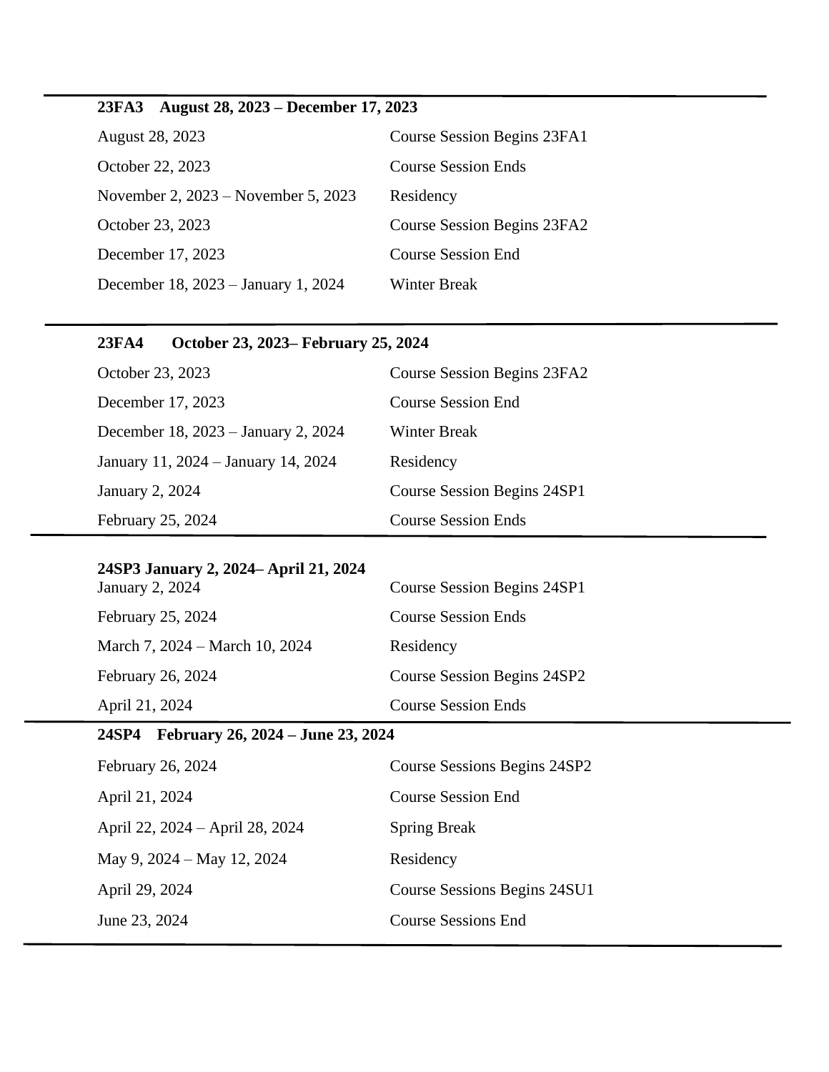**23FA3 August 28, 2023 – December 17, 2023**

| | |
|---|---|
| August 28, 2023 | Course Session Begins 23FA1 |
| October 22, 2023 | Course Session Ends |
| November 2, 2023 – November 5, 2023 | Residency |
| October 23, 2023 | Course Session Begins 23FA2 |
| December 17, 2023 | Course Session End |
| December 18, 2023 – January 1, 2024 | Winter Break |

**23FA4 October 23, 2023– February 25, 2024**

| | |
|---|---|
| October 23, 2023 | Course Session Begins 23FA2 |
| December 17, 2023 | Course Session End |
| December 18, 2023 – January 2, 2024 | Winter Break |
| January 11, 2024 – January 14, 2024 | Residency |
| January 2, 2024 | Course Session Begins 24SP1 |
| February 25, 2024 | Course Session Ends |

**24SP3 January 2, 2024– April 21, 2024**

| | |
|---|---|
| January 2, 2024 | Course Session Begins 24SP1 |
| February 25, 2024 | Course Session Ends |
| March 7, 2024 – March 10, 2024 | Residency |
| February 26, 2024 | Course Session Begins 24SP2 |
| April 21, 2024 | Course Session Ends |

**24SP4 February 26, 2024 – June 23, 2024**

| | |
|---|---|
| February 26, 2024 | Course Sessions Begins 24SP2 |
| April 21, 2024 | Course Session End |
| April 22, 2024 – April 28, 2024 | Spring Break |
| May 9, 2024 – May 12, 2024 | Residency |
| April 29, 2024 | Course Sessions Begins 24SU1 |
| June 23, 2024 | Course Sessions End |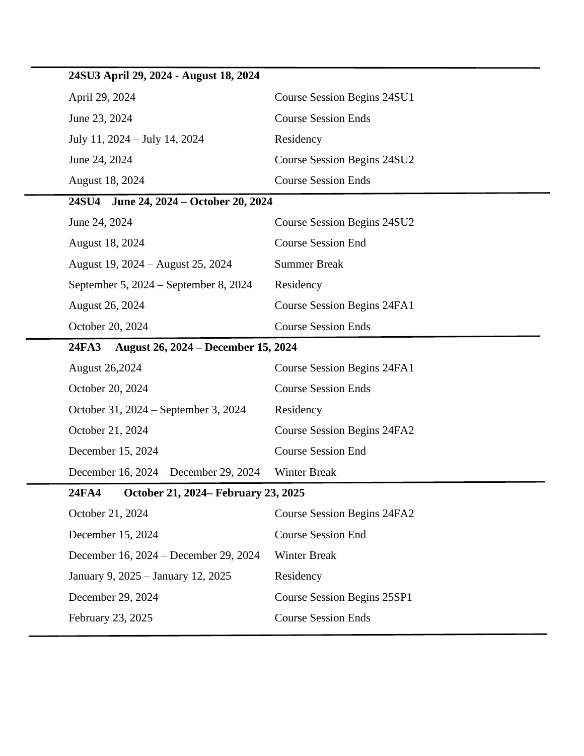**24SU3 April 29, 2024 - August 18, 2024**

| | |
|---|---|
| April 29, 2024 | Course Session Begins 24SU1 |
| June 23, 2024 | Course Session Ends |
| July 11, 2024 – July 14, 2024 | Residency |
| June 24, 2024 | Course Session Begins 24SU2 |
| August 18, 2024 | Course Session Ends |

**24SU4 June 24, 2024 – October 20, 2024**

| | |
|---|---|
| June 24, 2024 | Course Session Begins 24SU2 |
| August 18, 2024 | Course Session End |
| August 19, 2024 – August 25, 2024 | Summer Break |
| September 5, 2024 – September 8, 2024 | Residency |
| August 26, 2024 | Course Session Begins 24FA1 |
| October 20, 2024 | Course Session Ends |

**24FA3 August 26, 2024 – December 15, 2024**

| | |
|---|---|
| August 26,2024 | Course Session Begins 24FA1 |
| October 20, 2024 | Course Session Ends |
| October 31, 2024 – September 3, 2024 | Residency |
| October 21, 2024 | Course Session Begins 24FA2 |
| December 15, 2024 | Course Session End |
| December 16, 2024 – December 29, 2024 | Winter Break |

**24FA4 October 21, 2024– February 23, 2025**

| | |
|---|---|
| October 21, 2024 | Course Session Begins 24FA2 |
| December 15, 2024 | Course Session End |
| December 16, 2024 – December 29, 2024 | Winter Break |
| January 9, 2025 – January 12, 2025 | Residency |
| December 29, 2024 | Course Session Begins 25SP1 |
| February 23, 2025 | Course Session Ends |